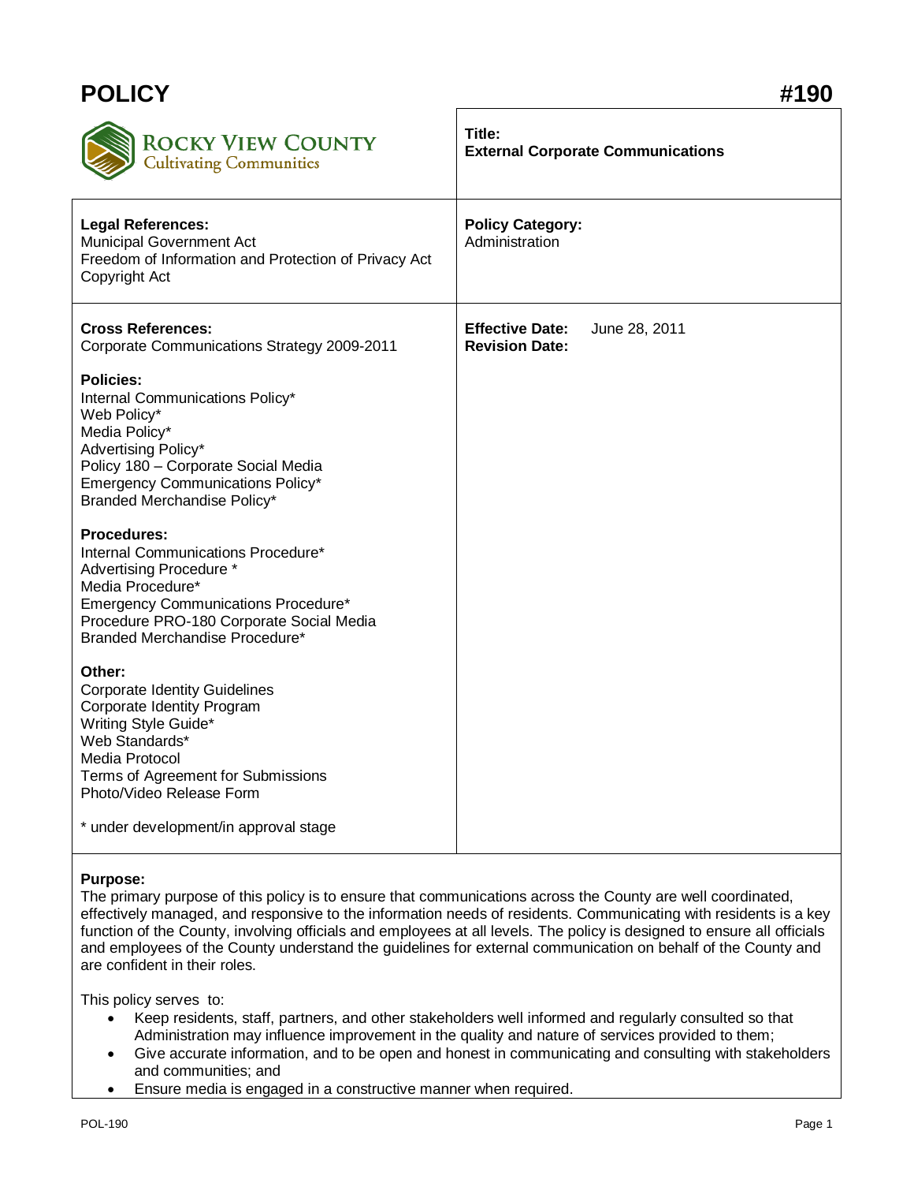# POLICY #190

**ROCKY VIEW COUNTY**
Cultivating Communities

**Title:**
**External Corporate Communications**

**Legal References:**
Municipal Government Act
Freedom of Information and Protection of Privacy Act
Copyright Act

**Policy Category:**
Administration

**Cross References:**
Corporate Communications Strategy 2009-2011

**Policies:**
Internal Communications Policy*
Web Policy*
Media Policy*
Advertising Policy*
Policy 180 – Corporate Social Media
Emergency Communications Policy*
Branded Merchandise Policy*

**Procedures:**
Internal Communications Procedure*
Advertising Procedure *
Media Procedure*
Emergency Communications Procedure*
Procedure PRO-180 Corporate Social Media
Branded Merchandise Procedure*

**Other:**
Corporate Identity Guidelines
Corporate Identity Program
Writing Style Guide*
Web Standards*
Media Protocol
Terms of Agreement for Submissions
Photo/Video Release Form

* under development/in approval stage

**Effective Date:** June 28, 2011
**Revision Date:**

**Purpose:**
The primary purpose of this policy is to ensure that communications across the County are well coordinated, effectively managed, and responsive to the information needs of residents. Communicating with residents is a key function of the County, involving officials and employees at all levels. The policy is designed to ensure all officials and employees of the County understand the guidelines for external communication on behalf of the County and are confident in their roles.

This policy serves to:

- Keep residents, staff, partners, and other stakeholders well informed and regularly consulted so that Administration may influence improvement in the quality and nature of services provided to them;
- Give accurate information, and to be open and honest in communicating and consulting with stakeholders and communities; and
- Ensure media is engaged in a constructive manner when required.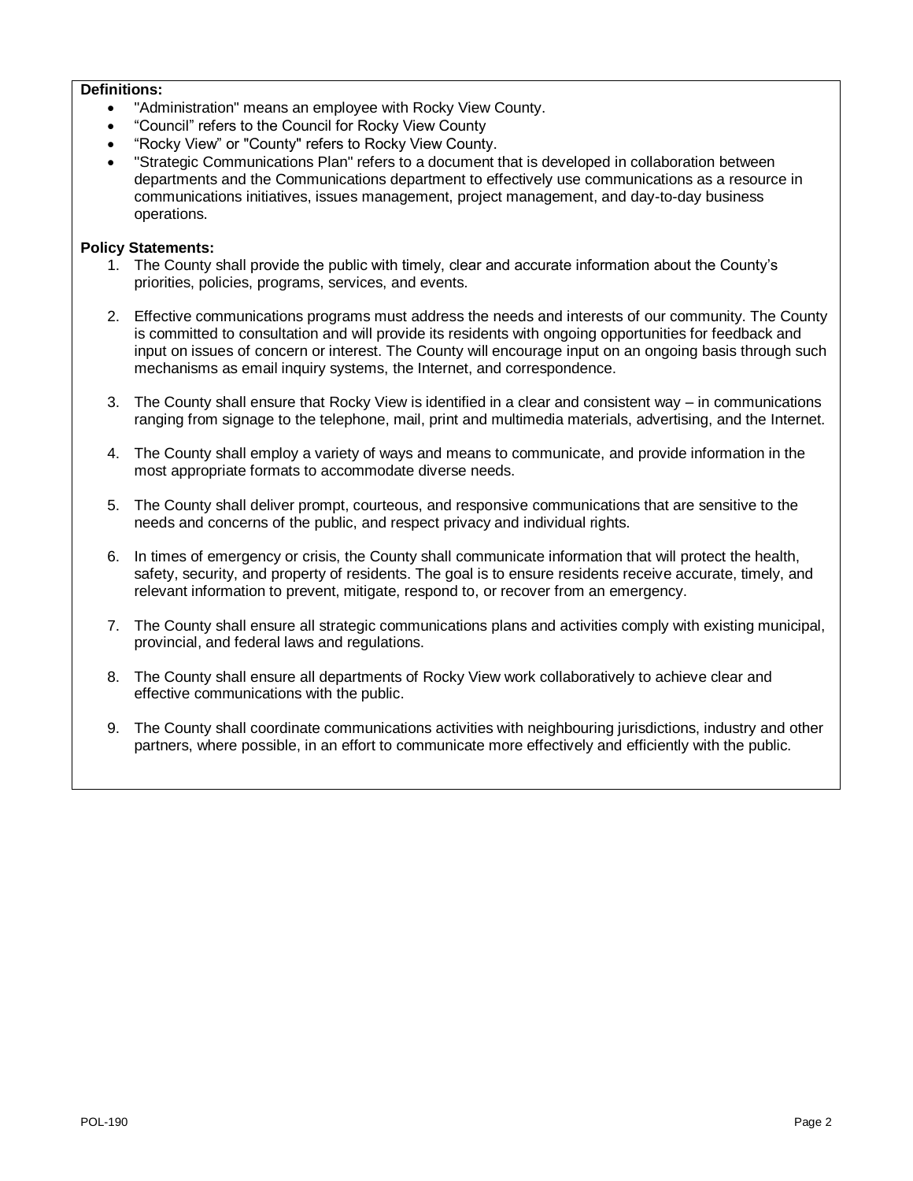**Definitions:**

- "Administration" means an employee with Rocky View County.
- “Council” refers to the Council for Rocky View County
- “Rocky View” or "County" refers to Rocky View County.
- "Strategic Communications Plan" refers to a document that is developed in collaboration between departments and the Communications department to effectively use communications as a resource in communications initiatives, issues management, project management, and day-to-day business operations.

**Policy Statements:**

1. The County shall provide the public with timely, clear and accurate information about the County’s priorities, policies, programs, services, and events.

2. Effective communications programs must address the needs and interests of our community. The County is committed to consultation and will provide its residents with ongoing opportunities for feedback and input on issues of concern or interest. The County will encourage input on an ongoing basis through such mechanisms as email inquiry systems, the Internet, and correspondence.

3. The County shall ensure that Rocky View is identified in a clear and consistent way – in communications ranging from signage to the telephone, mail, print and multimedia materials, advertising, and the Internet.

4. The County shall employ a variety of ways and means to communicate, and provide information in the most appropriate formats to accommodate diverse needs.

5. The County shall deliver prompt, courteous, and responsive communications that are sensitive to the needs and concerns of the public, and respect privacy and individual rights.

6. In times of emergency or crisis, the County shall communicate information that will protect the health, safety, security, and property of residents. The goal is to ensure residents receive accurate, timely, and relevant information to prevent, mitigate, respond to, or recover from an emergency.

7. The County shall ensure all strategic communications plans and activities comply with existing municipal, provincial, and federal laws and regulations.

8. The County shall ensure all departments of Rocky View work collaboratively to achieve clear and effective communications with the public.

9. The County shall coordinate communications activities with neighbouring jurisdictions, industry and other partners, where possible, in an effort to communicate more effectively and efficiently with the public.